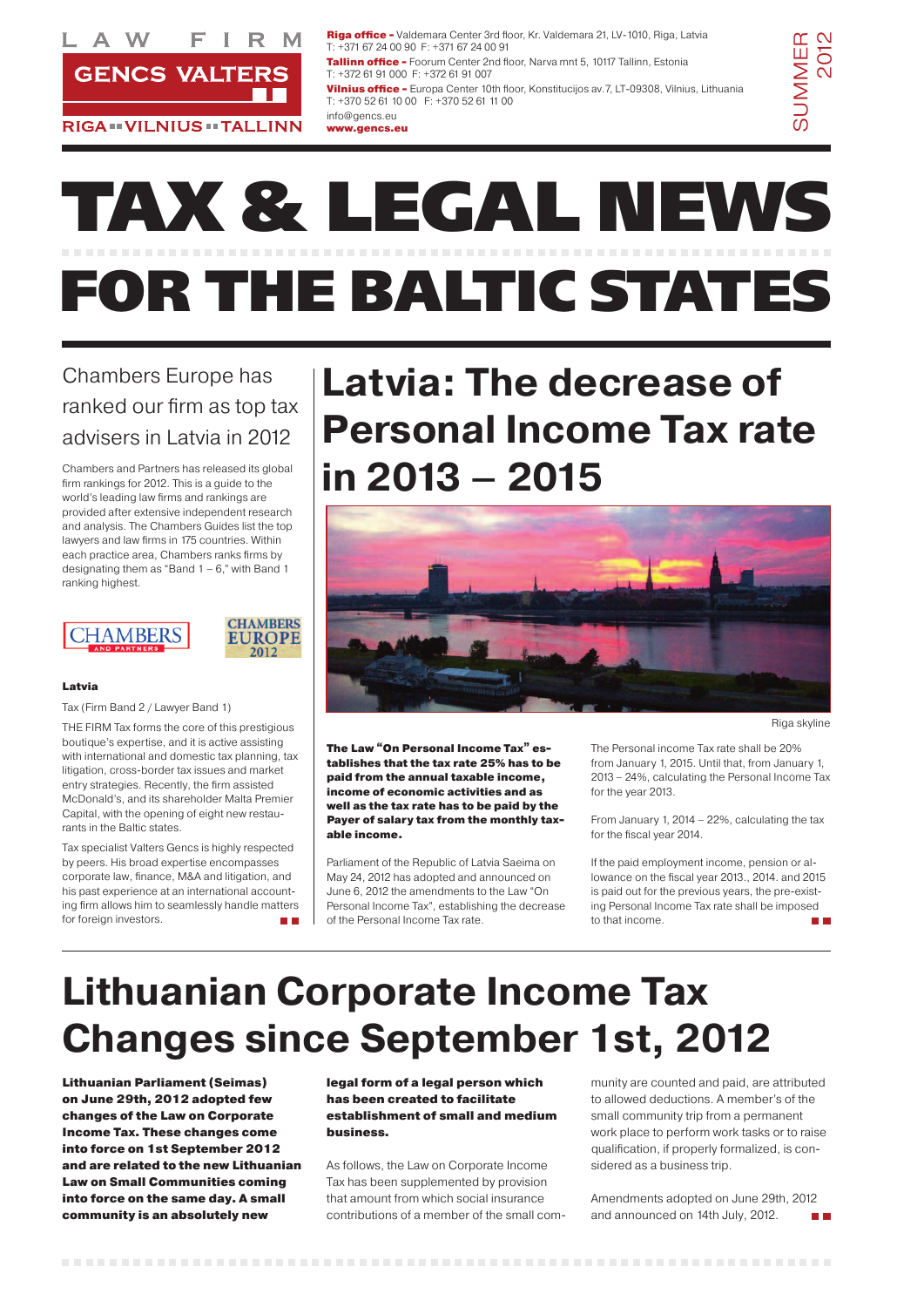LAW FIRM
GENCS VALTERS
RIGA ▪▪ VILNIUS ▪▪ TALLINN

**Riga office -** Valdemara Center 3rd floor, Kr. Valdemara 21, LV-1010, Riga, Latvia
T: +371 67 24 00 90 F: +371 67 24 00 91
**Tallinn office -** Foorum Center 2nd floor, Narva mnt 5, 10117 Tallinn, Estonia
T: +372 61 91 000 F: +372 61 91 007
**Vilnius office -** Europa Center 10th floor, Konstitucijos av.7, LT-09308, Vilnius, Lithuania
T: +370 52 61 10 00 F: +370 52 61 11 00
info@gencs.eu
**www.gencs.eu**

SUMMER 2012

# TAX & LEGAL NEWS FOR THE BALTIC STATES

## Chambers Europe has ranked our firm as top tax advisers in Latvia in 2012

Chambers and Partners has released its global firm rankings for 2012. This is a guide to the world's leading law firms and rankings are provided after extensive independent research and analysis. The Chambers Guides list the top lawyers and law firms in 175 countries. Within each practice area, Chambers ranks firms by designating them as "Band 1 – 6," with Band 1 ranking highest.

CHAMBERS AND PARTNERS

CHAMBERS EUROPE 2012

**Latvia**

Tax (Firm Band 2 / Lawyer Band 1)

THE FIRM Tax forms the core of this prestigious boutique's expertise, and it is active assisting with international and domestic tax planning, tax litigation, cross-border tax issues and market entry strategies. Recently, the firm assisted McDonald's, and its shareholder Malta Premier Capital, with the opening of eight new restaurants in the Baltic states.

Tax specialist Valters Gencs is highly respected by peers. His broad expertise encompasses corporate law, finance, M&A and litigation, and his past experience at an international accounting firm allows him to seamlessly handle matters for foreign investors.

## Latvia: The decrease of Personal Income Tax rate in 2013 – 2015

Riga skyline

**The Law "On Personal Income Tax" establishes that the tax rate 25% has to be paid from the annual taxable income, income of economic activities and as well as the tax rate has to be paid by the Payer of salary tax from the monthly taxable income.**

Parliament of the Republic of Latvia Saeima on May 24, 2012 has adopted and announced on June 6, 2012 the amendments to the Law "On Personal Income Tax", establishing the decrease of the Personal Income Tax rate.

The Personal income Tax rate shall be 20% from January 1, 2015. Until that, from January 1, 2013 – 24%, calculating the Personal Income Tax for the year 2013.

From January 1, 2014 – 22%, calculating the tax for the fiscal year 2014.

If the paid employment income, pension or allowance on the fiscal year 2013., 2014. and 2015 is paid out for the previous years, the pre-existing Personal Income Tax rate shall be imposed to that income.

## Lithuanian Corporate Income Tax Changes since September 1st, 2012

**Lithuanian Parliament (Seimas) on June 29th, 2012 adopted few changes of the Law on Corporate Income Tax. These changes come into force on 1st September 2012 and are related to the new Lithuanian Law on Small Communities coming into force on the same day. A small community is an absolutely new legal form of a legal person which has been created to facilitate establishment of small and medium business.**

As follows, the Law on Corporate Income Tax has been supplemented by provision that amount from which social insurance contributions of a member of the small community are counted and paid, are attributed to allowed deductions. A member's of the small community trip from a permanent work place to perform work tasks or to raise qualification, if properly formalized, is considered as a business trip.

Amendments adopted on June 29th, 2012 and announced on 14th July, 2012.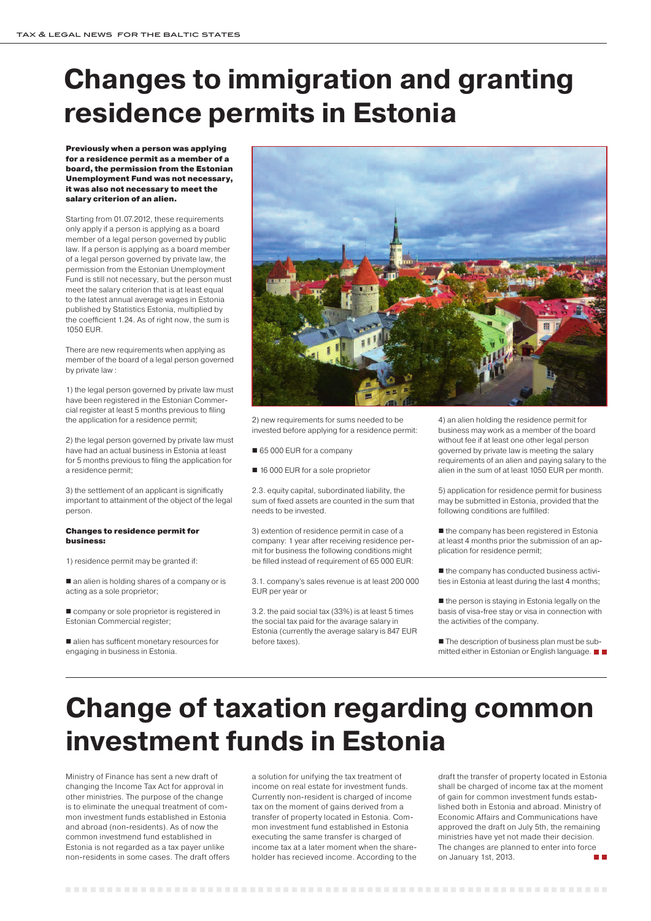# Changes to immigration and granting residence permits in Estonia

**Previously when a person was applying for a residence permit as a member of a board, the permission from the Estonian Unemployment Fund was not necessary, it was also not necessary to meet the salary criterion of an alien.**

Starting from 01.07.2012, these requirements only apply if a person is applying as a board member of a legal person governed by public law. If a person is applying as a board member of a legal person governed by private law, the permission from the Estonian Unemployment Fund is still not necessary, but the person must meet the salary criterion that is at least equal to the latest annual average wages in Estonia published by Statistics Estonia, multiplied by the coefficient 1.24. As of right now, the sum is 1050 EUR.

There are new requirements when applying as member of the board of a legal person governed by private law :

1) the legal person governed by private law must have been registered in the Estonian Commercial register at least 5 months previous to filing the application for a residence permit;

2) the legal person governed by private law must have had an actual business in Estonia at least for 5 months previous to filing the application for a residence permit;

3) the settlement of an applicant is significatly important to attainment of the object of the legal person.

#### Changes to residence permit for business:

1) residence permit may be granted if:

- an alien is holding shares of a company or is acting as a sole proprietor;
- company or sole proprietor is registered in Estonian Commercial register;
- alien has sufficent monetary resources for engaging in business in Estonia.

2) new requirements for sums needed to be invested before applying for a residence permit:

- 65 000 EUR for a company
- 16 000 EUR for a sole proprietor

2.3. equity capital, subordinated liability, the sum of fixed assets are counted in the sum that needs to be invested.

3) extention of residence permit in case of a company: 1 year after receiving residence permit for business the following conditions might be filled instead of requirement of 65 000 EUR:

3.1. company's sales revenue is at least 200 000 EUR per year or

3.2. the paid social tax (33%) is at least 5 times the social tax paid for the avarage salary in Estonia (currently the average salary is 847 EUR before taxes).

4) an alien holding the residence permit for business may work as a member of the board without fee if at least one other legal person governed by private law is meeting the salary requirements of an alien and paying salary to the alien in the sum of at least 1050 EUR per month.

5) application for residence permit for business may be submitted in Estonia, provided that the following conditions are fulfilled:

- the company has been registered in Estonia at least 4 months prior the submission of an application for residence permit;
- the company has conducted business activities in Estonia at least during the last 4 months;
- the person is staying in Estonia legally on the basis of visa-free stay or visa in connection with the activities of the company.
- The description of business plan must be submitted either in Estonian or English language.

# Change of taxation regarding common investment funds in Estonia

Ministry of Finance has sent a new draft of changing the Income Tax Act for approval in other ministries. The purpose of the change is to eliminate the unequal treatment of common investment funds established in Estonia and abroad (non-residents). As of now the common investmend fund established in Estonia is not regarded as a tax payer unlike non-residents in some cases. The draft offers a solution for unifying the tax treatment of income on real estate for investment funds. Currently non-resident is charged of income tax on the moment of gains derived from a transfer of property located in Estonia. Common investment fund established in Estonia executing the same transfer is charged of income tax at a later moment when the shareholder has recieved income. According to the draft the transfer of property located in Estonia shall be charged of income tax at the moment of gain for common investment funds established both in Estonia and abroad. Ministry of Economic Affairs and Communications have approved the draft on July 5th, the remaining ministries have yet not made their decision. The changes are planned to enter into force on January 1st, 2013.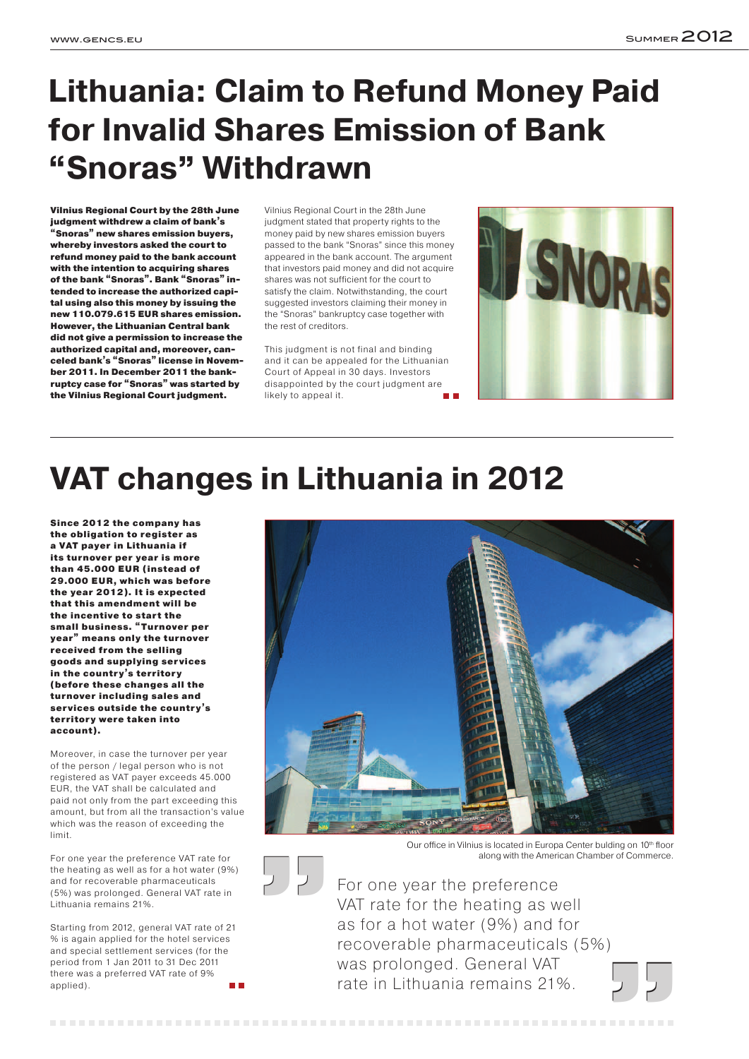# Lithuania: Claim to Refund Money Paid for Invalid Shares Emission of Bank "Snoras" Withdrawn

**Vilnius Regional Court by the 28th June judgment withdrew a claim of bank's "Snoras" new shares emission buyers, whereby investors asked the court to refund money paid to the bank account with the intention to acquiring shares of the bank "Snoras". Bank "Snoras" intended to increase the authorized capital using also this money by issuing the new 110.079.615 EUR shares emission. However, the Lithuanian Central bank did not give a permission to increase the authorized capital and, moreover, canceled bank's "Snoras" license in November 2011. In December 2011 the bankruptcy case for "Snoras" was started by the Vilnius Regional Court judgment.**

Vilnius Regional Court in the 28th June judgment stated that property rights to the money paid by new shares emission buyers passed to the bank "Snoras" since this money appeared in the bank account. The argument that investors paid money and did not acquire shares was not sufficient for the court to satisfy the claim. Notwithstanding, the court suggested investors claiming their money in the "Snoras" bankruptcy case together with the rest of creditors.

This judgment is not final and binding and it can be appealed for the Lithuanian Court of Appeal in 30 days. Investors disappointed by the court judgment are likely to appeal it.

# VAT changes in Lithuania in 2012

**Since 2012 the company has the obligation to register as a VAT payer in Lithuania if its turnover per year is more than 45.000 EUR (instead of 29.000 EUR, which was before the year 2012). It is expected that this amendment will be the incentive to start the small business. "Turnover per year" means only the turnover received from the selling goods and supplying services in the country's territory (before these changes all the turnover including sales and services outside the country's territory were taken into account).**

Moreover, in case the turnover per year of the person / legal person who is not registered as VAT payer exceeds 45.000 EUR, the VAT shall be calculated and paid not only from the part exceeding this amount, but from all the transaction's value which was the reason of exceeding the limit.

For one year the preference VAT rate for the heating as well as for a hot water (9%) and for recoverable pharmaceuticals (5%) was prolonged. General VAT rate in Lithuania remains 21%.

Starting from 2012, general VAT rate of 21 % is again applied for the hotel services and special settlement services (for the period from 1 Jan 2011 to 31 Dec 2011 there was a preferred VAT rate of 9% applied).

Our office in Vilnius is located in Europa Center bulding on 10th floor along with the American Chamber of Commerce.

> For one year the preference VAT rate for the heating as well as for a hot water (9%) and for recoverable pharmaceuticals (5%) was prolonged. General VAT rate in Lithuania remains 21%.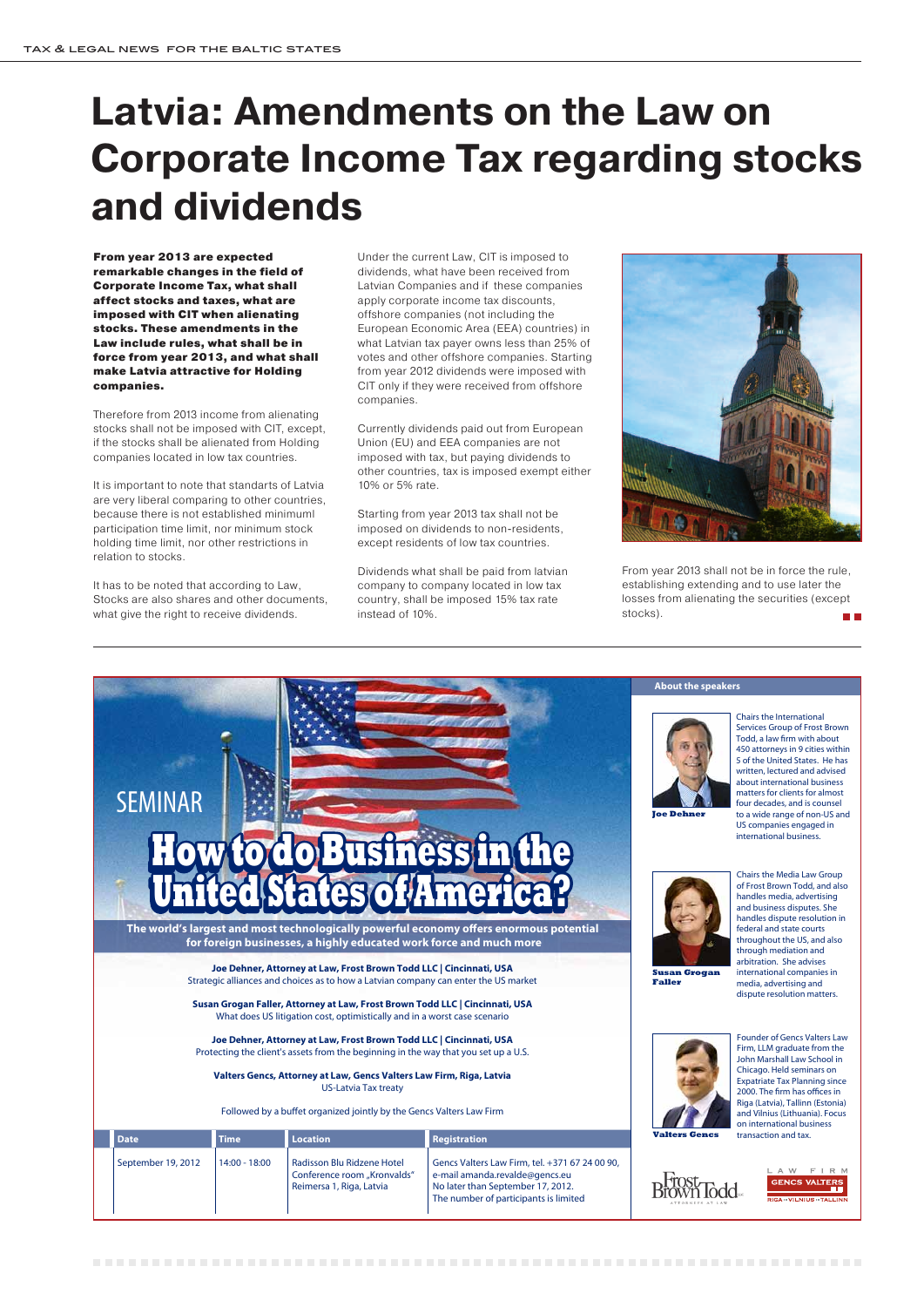# Latvia: Amendments on the Law on Corporate Income Tax regarding stocks and dividends

**From year 2013 are expected remarkable changes in the field of Corporate Income Tax, what shall affect stocks and taxes, what are imposed with CIT when alienating stocks. These amendments in the Law include rules, what shall be in force from year 2013, and what shall make Latvia attractive for Holding companies.**

Therefore from 2013 income from alienating stocks shall not be imposed with CIT, except, if the stocks shall be alienated from Holding companies located in low tax countries.

It is important to note that standarts of Latvia are very liberal comparing to other countries, because there is not established minimuml participation time limit, nor minimum stock holding time limit, nor other restrictions in relation to stocks.

It has to be noted that according to Law, Stocks are also shares and other documents, what give the right to receive dividends.

Under the current Law, CIT is imposed to dividends, what have been received from Latvian Companies and if these companies apply corporate income tax discounts, offshore companies (not including the European Economic Area (EEA) countries) in what Latvian tax payer owns less than 25% of votes and other offshore companies. Starting from year 2012 dividends were imposed with CIT only if they were received from offshore companies.

Currently dividends paid out from European Union (EU) and EEA companies are not imposed with tax, but paying dividends to other countries, tax is imposed exempt either 10% or 5% rate.

Starting from year 2013 tax shall not be imposed on dividends to non-residents, except residents of low tax countries.

Dividends what shall be paid from latvian company to company located in low tax country, shall be imposed 15% tax rate instead of 10%.

From year 2013 shall not be in force the rule, establishing extending and to use later the losses from alienating the securities (except stocks).

---

SEMINAR

## How to do Business in the United States of America?

**The world's largest and most technologically powerful economy offers enormous potential for foreign businesses, a highly educated work force and much more**

**Joe Dehner, Attorney at Law, Frost Brown Todd LLC | Cincinnati, USA**
Strategic alliances and choices as to how a Latvian company can enter the US market

**Susan Grogan Faller, Attorney at Law, Frost Brown Todd LLC | Cincinnati, USA**
What does US litigation cost, optimistically and in a worst case scenario

**Joe Dehner, Attorney at Law, Frost Brown Todd LLC | Cincinnati, USA**
Protecting the client's assets from the beginning in the way that you set up a U.S.

**Valters Gencs, Attorney at Law, Gencs Valters Law Firm, Riga, Latvia**
US-Latvia Tax treaty

Followed by a buffet organized jointly by the Gencs Valters Law Firm

| Date | Time | Location | Registration |
|---|---|---|---|
| September 19, 2012 | 14:00 - 18:00 | Radisson Blu Ridzene Hotel Conference room „Kronvalds" Reimersa 1, Riga, Latvia | Gencs Valters Law Firm, tel. +371 67 24 00 90, e-mail amanda.revalde@gencs.eu No later than September 17, 2012. The number of participants is limited |

### About the speakers

**Joe Dehner**
Chairs the International Services Group of Frost Brown Todd, a law firm with about 450 attorneys in 9 cities within 5 of the United States. He has written, lectured and advised about international business matters for clients for almost four decades, and is counsel to a wide range of non-US and US companies engaged in international business.

**Susan Grogan Faller**
Chairs the Media Law Group of Frost Brown Todd, and also handles media, advertising and business disputes. She handles dispute resolution in federal and state courts throughout the US, and also through mediation and arbitration. She advises international companies in media, advertising and dispute resolution matters.

**Valters Gencs**
Founder of Gencs Valters Law Firm, LLM graduate from the John Marshall Law School in Chicago. Held seminars on Expatriate Tax Planning since 2000. The firm has offices in Riga (Latvia), Tallinn (Estonia) and Vilnius (Lithuania). Focus on international business transaction and tax.

Frost Brown Todd — ATTORNEYS AT LAW

LAW FIRM GENCS VALTERS — RIGA • VILNIUS • TALLINN